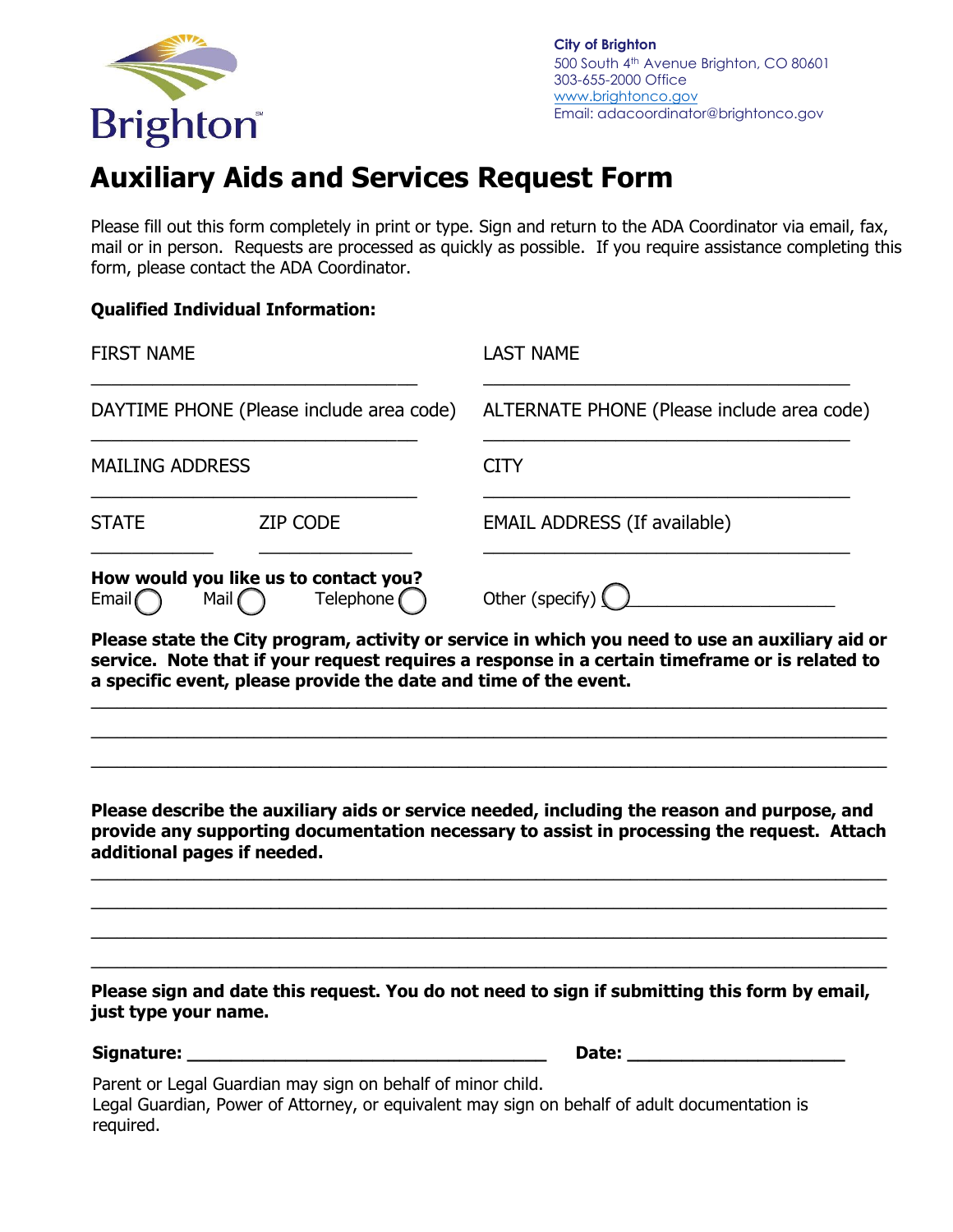Brighton

**City of Brighton**
500 South 4th Avenue Brighton, CO 80601
303-655-2000 Office
www.brightonco.gov
Email: adacoordinator@brightonco.gov

# Auxiliary Aids and Services Request Form

Please fill out this form completely in print or type. Sign and return to the ADA Coordinator via email, fax, mail or in person. Requests are processed as quickly as possible. If you require assistance completing this form, please contact the ADA Coordinator.

**Qualified Individual Information:**

FIRST NAME \_\_\_\_\_\_\_\_\_\_\_\_\_\_\_\_\_\_\_\_\_\_\_\_\_\_\_\_\_\_

LAST NAME \_\_\_\_\_\_\_\_\_\_\_\_\_\_\_\_\_\_\_\_\_\_\_\_\_\_\_\_\_\_

DAYTIME PHONE (Please include area code) \_\_\_\_\_\_\_\_\_\_\_\_\_\_\_\_\_\_\_\_\_\_\_\_\_\_\_\_\_\_

ALTERNATE PHONE (Please include area code) \_\_\_\_\_\_\_\_\_\_\_\_\_\_\_\_\_\_\_\_\_\_\_\_\_\_\_\_\_\_

MAILING ADDRESS \_\_\_\_\_\_\_\_\_\_\_\_\_\_\_\_\_\_\_\_\_\_\_\_\_\_\_\_\_\_

CITY \_\_\_\_\_\_\_\_\_\_\_\_\_\_\_\_\_\_\_\_\_\_\_\_\_\_\_\_\_\_

STATE \_\_\_\_\_\_\_\_\_\_ ZIP CODE \_\_\_\_\_\_\_\_\_\_\_\_\_\_

EMAIL ADDRESS (If available) \_\_\_\_\_\_\_\_\_\_\_\_\_\_\_\_\_\_\_\_\_\_\_\_\_\_\_\_\_\_

**How would you like us to contact you?**
Email ◯ Mail ◯ Telephone ◯ Other (specify) ◯ \_\_\_\_\_\_\_\_\_\_\_\_\_\_\_\_\_\_\_\_

**Please state the City program, activity or service in which you need to use an auxiliary aid or service. Note that if your request requires a response in a certain timeframe or is related to a specific event, please provide the date and time of the event.**

\_\_\_\_\_\_\_\_\_\_\_\_\_\_\_\_\_\_\_\_\_\_\_\_\_\_\_\_\_\_\_\_\_\_\_\_\_\_\_\_\_\_\_\_\_\_\_\_\_\_\_\_\_\_\_\_\_\_\_\_\_\_\_\_\_\_\_\_\_\_

\_\_\_\_\_\_\_\_\_\_\_\_\_\_\_\_\_\_\_\_\_\_\_\_\_\_\_\_\_\_\_\_\_\_\_\_\_\_\_\_\_\_\_\_\_\_\_\_\_\_\_\_\_\_\_\_\_\_\_\_\_\_\_\_\_\_\_\_\_\_

\_\_\_\_\_\_\_\_\_\_\_\_\_\_\_\_\_\_\_\_\_\_\_\_\_\_\_\_\_\_\_\_\_\_\_\_\_\_\_\_\_\_\_\_\_\_\_\_\_\_\_\_\_\_\_\_\_\_\_\_\_\_\_\_\_\_\_\_\_\_

**Please describe the auxiliary aids or service needed, including the reason and purpose, and provide any supporting documentation necessary to assist in processing the request. Attach additional pages if needed.**

\_\_\_\_\_\_\_\_\_\_\_\_\_\_\_\_\_\_\_\_\_\_\_\_\_\_\_\_\_\_\_\_\_\_\_\_\_\_\_\_\_\_\_\_\_\_\_\_\_\_\_\_\_\_\_\_\_\_\_\_\_\_\_\_\_\_\_\_\_\_

\_\_\_\_\_\_\_\_\_\_\_\_\_\_\_\_\_\_\_\_\_\_\_\_\_\_\_\_\_\_\_\_\_\_\_\_\_\_\_\_\_\_\_\_\_\_\_\_\_\_\_\_\_\_\_\_\_\_\_\_\_\_\_\_\_\_\_\_\_\_

\_\_\_\_\_\_\_\_\_\_\_\_\_\_\_\_\_\_\_\_\_\_\_\_\_\_\_\_\_\_\_\_\_\_\_\_\_\_\_\_\_\_\_\_\_\_\_\_\_\_\_\_\_\_\_\_\_\_\_\_\_\_\_\_\_\_\_\_\_\_

\_\_\_\_\_\_\_\_\_\_\_\_\_\_\_\_\_\_\_\_\_\_\_\_\_\_\_\_\_\_\_\_\_\_\_\_\_\_\_\_\_\_\_\_\_\_\_\_\_\_\_\_\_\_\_\_\_\_\_\_\_\_\_\_\_\_\_\_\_\_

**Please sign and date this request. You do not need to sign if submitting this form by email, just type your name.**

**Signature:** \_\_\_\_\_\_\_\_\_\_\_\_\_\_\_\_\_\_\_\_\_\_\_\_\_\_\_\_\_\_\_\_\_\_\_\_ **Date:** \_\_\_\_\_\_\_\_\_\_\_\_\_\_\_\_\_\_\_\_

Parent or Legal Guardian may sign on behalf of minor child.
Legal Guardian, Power of Attorney, or equivalent may sign on behalf of adult documentation is required.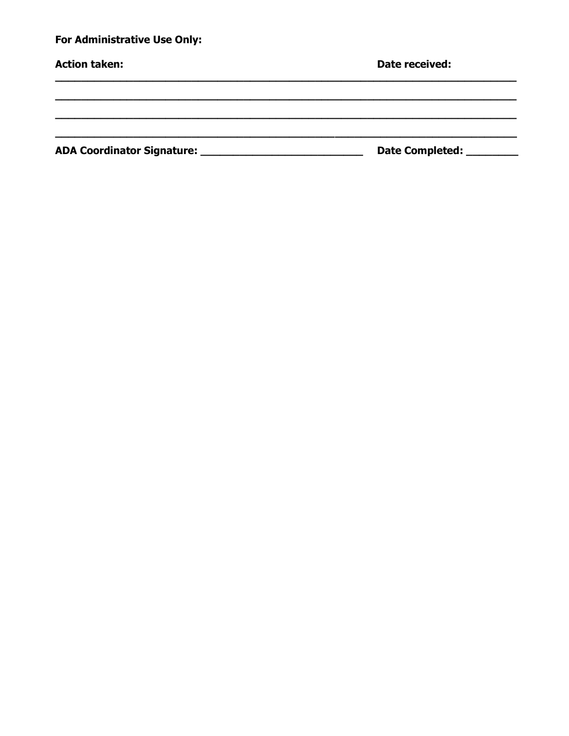**For Administrative Use Only:**

**Action taken:** **Date received:**

_____________________________________________________________________________

_____________________________________________________________________________

_____________________________________________________________________________

_____________________________________________________________________________

**ADA Coordinator Signature:** ____________________________ **Date Completed:** _________